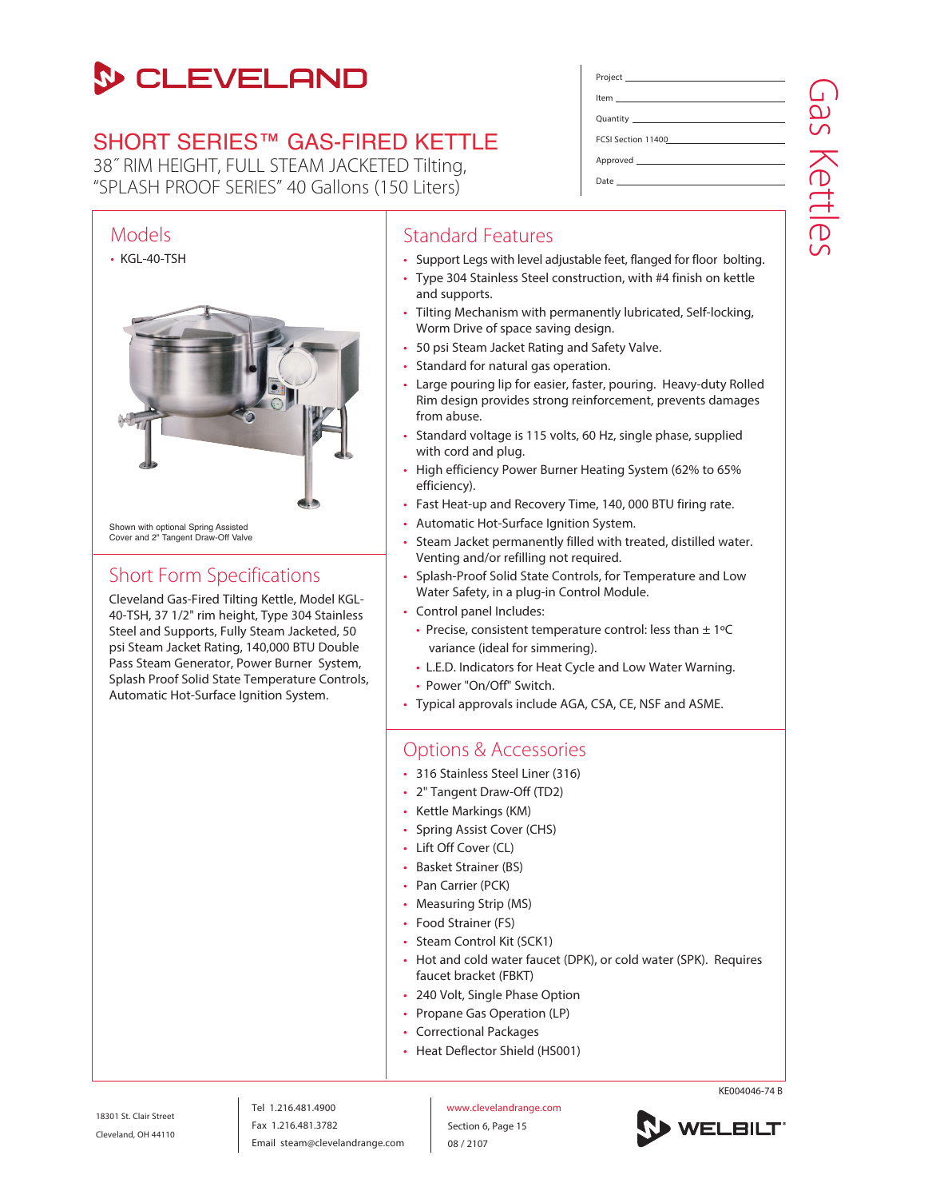# CLEVELAND

## SHORT SERIES™ GAS-FIRED KETTLE

38˝ RIM HEIGHT, FULL STEAM JACKETED Tilting,
“SPLASH PROOF SERIES” 40 Gallons (150 Liters)

Project ______________________

Item ______________________

Quantity ______________________

FCSI Section 11400 ______________________

Approved ______________________

Date ______________________

Gas Kettles

## Models

- KGL-40-TSH

Shown with optional Spring Assisted Cover and 2" Tangent Draw-Off Valve

## Short Form Specifications

Cleveland Gas-Fired Tilting Kettle, Model KGL-40-TSH, 37 1/2" rim height, Type 304 Stainless Steel and Supports, Fully Steam Jacketed, 50 psi Steam Jacket Rating, 140,000 BTU Double Pass Steam Generator, Power Burner System, Splash Proof Solid State Temperature Controls, Automatic Hot-Surface Ignition System.

## Standard Features

- Support Legs with level adjustable feet, flanged for floor bolting.
- Type 304 Stainless Steel construction, with #4 finish on kettle and supports.
- Tilting Mechanism with permanently lubricated, Self-locking, Worm Drive of space saving design.
- 50 psi Steam Jacket Rating and Safety Valve.
- Standard for natural gas operation.
- Large pouring lip for easier, faster, pouring. Heavy-duty Rolled Rim design provides strong reinforcement, prevents damages from abuse.
- Standard voltage is 115 volts, 60 Hz, single phase, supplied with cord and plug.
- High efficiency Power Burner Heating System (62% to 65% efficiency).
- Fast Heat-up and Recovery Time, 140, 000 BTU firing rate.
- Automatic Hot-Surface Ignition System.
- Steam Jacket permanently filled with treated, distilled water. Venting and/or refilling not required.
- Splash-Proof Solid State Controls, for Temperature and Low Water Safety, in a plug-in Control Module.
- Control panel Includes:
  - Precise, consistent temperature control: less than ± 1ºC variance (ideal for simmering).
  - L.E.D. Indicators for Heat Cycle and Low Water Warning.
  - Power "On/Off" Switch.
- Typical approvals include AGA, CSA, CE, NSF and ASME.

## Options & Accessories

- 316 Stainless Steel Liner (316)
- 2" Tangent Draw-Off (TD2)
- Kettle Markings (KM)
- Spring Assist Cover (CHS)
- Lift Off Cover (CL)
- Basket Strainer (BS)
- Pan Carrier (PCK)
- Measuring Strip (MS)
- Food Strainer (FS)
- Steam Control Kit (SCK1)
- Hot and cold water faucet (DPK), or cold water (SPK). Requires faucet bracket (FBKT)
- 240 Volt, Single Phase Option
- Propane Gas Operation (LP)
- Correctional Packages
- Heat Deflector Shield (HS001)

KE004046-74 B

18301 St. Clair Street
Cleveland, OH 44110

Tel 1.216.481.4900
Fax 1.216.481.3782
Email steam@clevelandrange.com

www.clevelandrange.com
Section 6, Page 15
08 / 2107

WELBILT®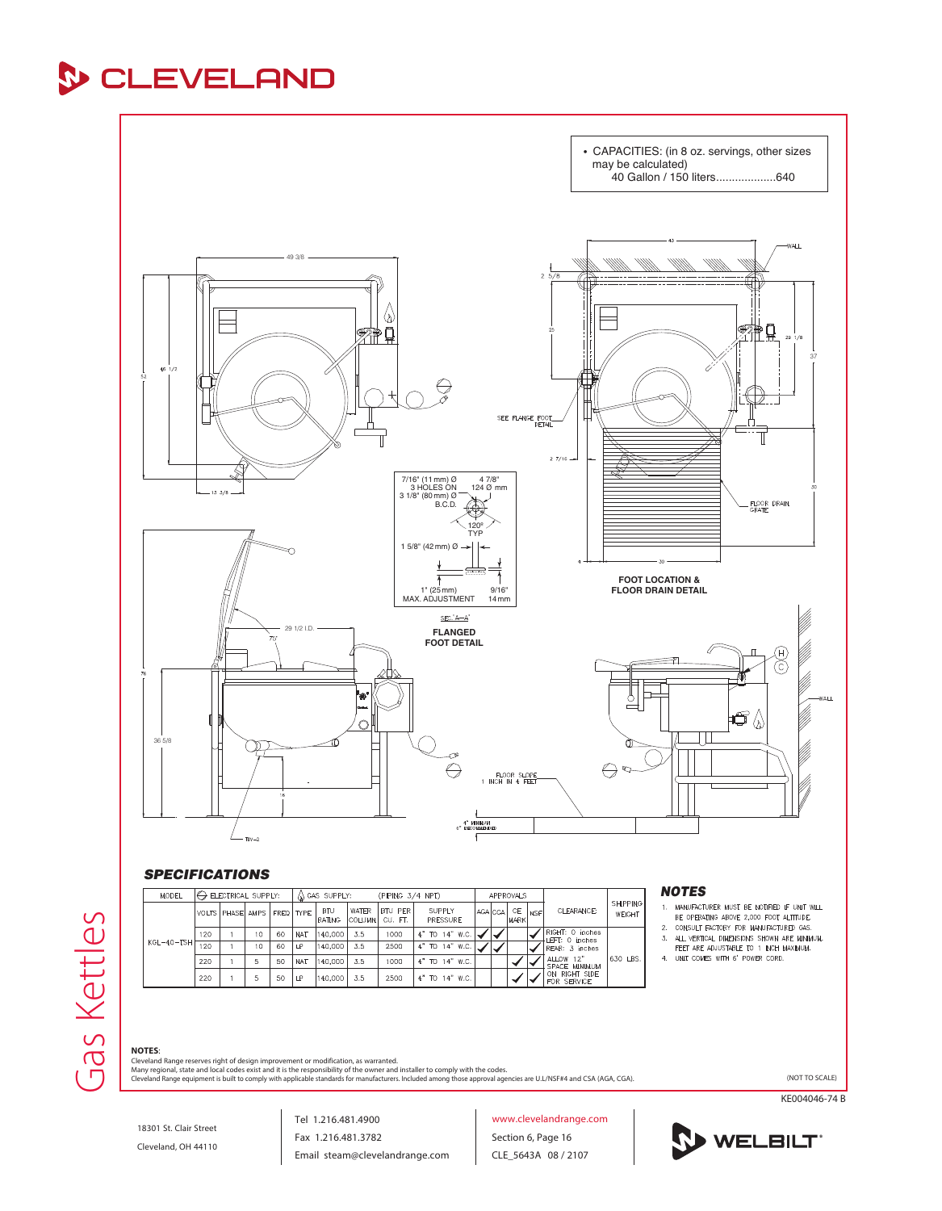- CAPACITIES: (in 8 oz. servings, other sizes may be calculated)
  40 Gallon / 150 liters...................640

49 3/8

46 1/2

52

13 3/8

43

WALL

2 5/8

25

29 1/8

37

SEE FLANGE FOOT DETAIL

2 7/16

FLOOR DRAIN GRATE

30

4

30

**FOOT LOCATION & FLOOR DRAIN DETAIL**

7/16" (11 mm) Ø 3 HOLES ON 3 1/8" (80 mm) Ø B.C.D.

4 7/8" 124 Ø mm

120° TYP

1 5/8" (42 mm) Ø

1" (25 mm) MAX. ADJUSTMENT

9/16" 14 mm

SEC "A—A"

**FLANGED FOOT DETAIL**

29 1/2 I.D.

75°

76

36 5/8

16

TDY-2

FLOOR SLOPE 1 INCH IN 4 FEET

4" MINIMUM 6" RECOMMENDED

WALL

H

C

## SPECIFICATIONS

| MODEL | ELECTRICAL SUPPLY: | | | | GAS SUPPLY: | | (PIPING 3/4 NPT) | | | APPROVALS | | | | CLEARANCE: | SHIPPING WEIGHT |
|---|---|---|---|---|---|---|---|---|---|---|---|---|---|---|---|
| | VOLTS | PHASE | AMPS | FREQ | TYPE | BTU RATING | WATER COLUMN | BTU PER CU. FT. | SUPPLY PRESSURE | AGA | CGA | CE MARK | NSF | | |
| KGL-40-TSH | 120 | 1 | 10 | 60 | NAT | 140,000 | 3.5 | 1000 | 4" TO 14" W.C. | ✓ | ✓ | | ✓ | RIGHT: 0 inches LEFT: 0 inches REAR: 3 inches ALLOW 12" SPACE MINIMUM ON RIGHT SIDE FOR SERVICE | 630 LBS. |
| | 120 | 1 | 10 | 60 | LP | 140,000 | 3.5 | 2500 | 4" TO 14" W.C. | ✓ | ✓ | | ✓ | | |
| | 220 | 1 | 5 | 50 | NAT | 140,000 | 3.5 | 1000 | 4" TO 14" W.C. | | | ✓ | ✓ | | |
| | 220 | 1 | 5 | 50 | LP | 140,000 | 3.5 | 2500 | 4" TO 14" W.C. | | | ✓ | ✓ | | |

## NOTES

1. MANUFACTURER MUST BE NOTIFIED IF UNIT WILL BE OPERATING ABOVE 2,000 FOOT ALTITUDE.
2. CONSULT FACTORY FOR MANUFACTURED GAS.
3. ALL VERTICAL DIMENSIONS SHOWN ARE MINIMUM. FEET ARE ADJUSTABLE TO 1 INCH MAXIMUM.
4. UNIT COMES WITH 6' POWER CORD.

**NOTES**:
Cleveland Range reserves right of design improvement or modification, as warranted.
Many regional, state and local codes exist and it is the responsibility of the owner and installer to comply with the codes.
Cleveland Range equipment is built to comply with applicable standards for manufacturers. Included among those approval agencies are U.L/NSF#4 and CSA (AGA, CGA).

(NOT TO SCALE)

KE004046-74 B

Gas Kettles

18301 St. Clair Street
Cleveland, OH 44110

Tel 1.216.481.4900
Fax 1.216.481.3782
Email steam@clevelandrange.com

www.clevelandrange.com
Section 6, Page 16
CLE_5643A 08 / 2107